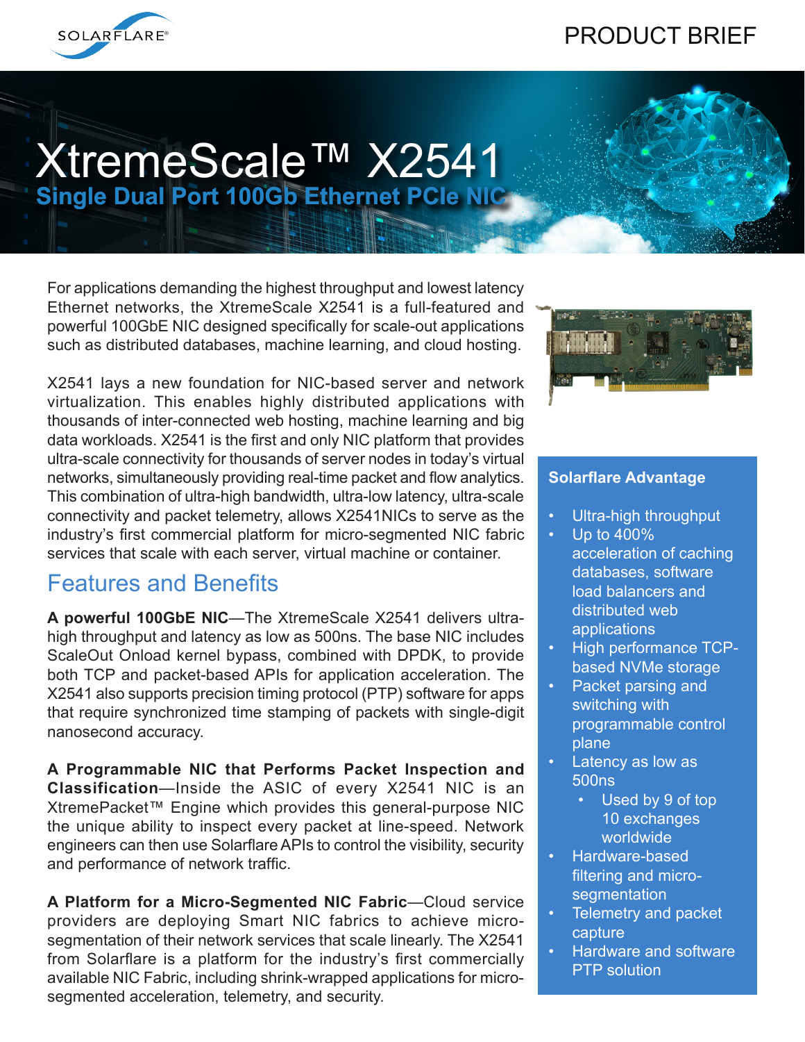PRODUCT BRIEF

# XtremeScale™ X2541

## Single Dual Port 100Gb Ethernet PCIe NIC

For applications demanding the highest throughput and lowest latency Ethernet networks, the XtremeScale X2541 is a full-featured and powerful 100GbE NIC designed specifically for scale-out applications such as distributed databases, machine learning, and cloud hosting.

X2541 lays a new foundation for NIC-based server and network virtualization. This enables highly distributed applications with thousands of inter-connected web hosting, machine learning and big data workloads. X2541 is the first and only NIC platform that provides ultra-scale connectivity for thousands of server nodes in today's virtual networks, simultaneously providing real-time packet and flow analytics. This combination of ultra-high bandwidth, ultra-low latency, ultra-scale connectivity and packet telemetry, allows X2541NICs to serve as the industry's first commercial platform for micro-segmented NIC fabric services that scale with each server, virtual machine or container.

## Features and Benefits

**A powerful 100GbE NIC**—The XtremeScale X2541 delivers ultra-high throughput and latency as low as 500ns. The base NIC includes ScaleOut Onload kernel bypass, combined with DPDK, to provide both TCP and packet-based APIs for application acceleration. The X2541 also supports precision timing protocol (PTP) software for apps that require synchronized time stamping of packets with single-digit nanosecond accuracy.

**A Programmable NIC that Performs Packet Inspection and Classification**—Inside the ASIC of every X2541 NIC is an XtremePacket™ Engine which provides this general-purpose NIC the unique ability to inspect every packet at line-speed. Network engineers can then use Solarflare APIs to control the visibility, security and performance of network traffic.

**A Platform for a Micro-Segmented NIC Fabric**—Cloud service providers are deploying Smart NIC fabrics to achieve micro-segmentation of their network services that scale linearly. The X2541 from Solarflare is a platform for the industry's first commercially available NIC Fabric, including shrink-wrapped applications for micro-segmented acceleration, telemetry, and security.

### Solarflare Advantage

- Ultra-high throughput
- Up to 400% acceleration of caching databases, software load balancers and distributed web applications
- High performance TCP-based NVMe storage
- Packet parsing and switching with programmable control plane
- Latency as low as 500ns
  - Used by 9 of top 10 exchanges worldwide
- Hardware-based filtering and micro-segmentation
- Telemetry and packet capture
- Hardware and software PTP solution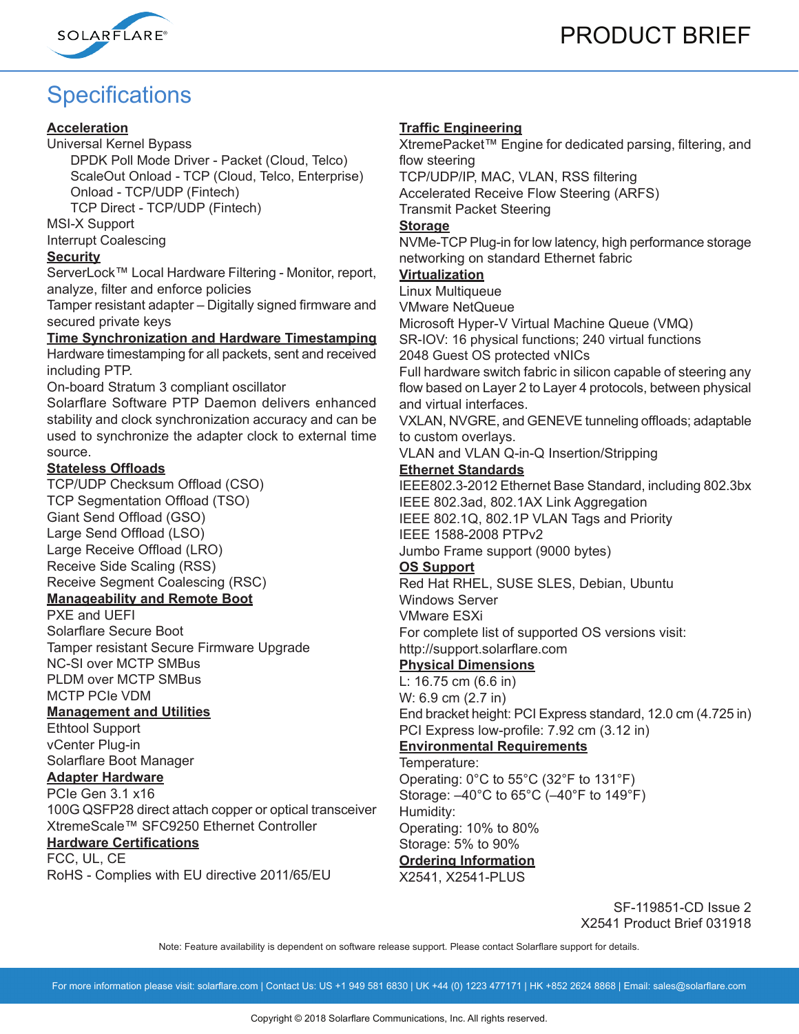## Specifications

**Acceleration**

Universal Kernel Bypass

- DPDK Poll Mode Driver - Packet (Cloud, Telco)
- ScaleOut Onload - TCP (Cloud, Telco, Enterprise)
- Onload - TCP/UDP (Fintech)
- TCP Direct - TCP/UDP (Fintech)

MSI-X Support
Interrupt Coalescing

**Security**

ServerLock™ Local Hardware Filtering - Monitor, report, analyze, filter and enforce policies
Tamper resistant adapter – Digitally signed firmware and secured private keys

**Time Synchronization and Hardware Timestamping**

Hardware timestamping for all packets, sent and received including PTP.
On-board Stratum 3 compliant oscillator
Solarflare Software PTP Daemon delivers enhanced stability and clock synchronization accuracy and can be used to synchronize the adapter clock to external time source.

**Stateless Offloads**

TCP/UDP Checksum Offload (CSO)
TCP Segmentation Offload (TSO)
Giant Send Offload (GSO)
Large Send Offload (LSO)
Large Receive Offload (LRO)
Receive Side Scaling (RSS)
Receive Segment Coalescing (RSC)

**Manageability and Remote Boot**

PXE and UEFI
Solarflare Secure Boot
Tamper resistant Secure Firmware Upgrade
NC-SI over MCTP SMBus
PLDM over MCTP SMBus
MCTP PCIe VDM

**Management and Utilities**

Ethtool Support
vCenter Plug-in
Solarflare Boot Manager

**Adapter Hardware**

PCIe Gen 3.1 x16
100G QSFP28 direct attach copper or optical transceiver
XtremeScale™ SFC9250 Ethernet Controller

**Hardware Certifications**

FCC, UL, CE
RoHS - Complies with EU directive 2011/65/EU

**Traffic Engineering**

XtremePacket™ Engine for dedicated parsing, filtering, and flow steering
TCP/UDP/IP, MAC, VLAN, RSS filtering
Accelerated Receive Flow Steering (ARFS)
Transmit Packet Steering

**Storage**

NVMe-TCP Plug-in for low latency, high performance storage networking on standard Ethernet fabric

**Virtualization**

Linux Multiqueue
VMware NetQueue
Microsoft Hyper-V Virtual Machine Queue (VMQ)
SR-IOV: 16 physical functions; 240 virtual functions
2048 Guest OS protected vNICs
Full hardware switch fabric in silicon capable of steering any flow based on Layer 2 to Layer 4 protocols, between physical and virtual interfaces.
VXLAN, NVGRE, and GENEVE tunneling offloads; adaptable to custom overlays.
VLAN and VLAN Q-in-Q Insertion/Stripping

**Ethernet Standards**

IEEE802.3-2012 Ethernet Base Standard, including 802.3bx
IEEE 802.3ad, 802.1AX Link Aggregation
IEEE 802.1Q, 802.1P VLAN Tags and Priority
IEEE 1588-2008 PTPv2
Jumbo Frame support (9000 bytes)

**OS Support**

Red Hat RHEL, SUSE SLES, Debian, Ubuntu
Windows Server
VMware ESXi
For complete list of supported OS versions visit: http://support.solarflare.com

**Physical Dimensions**

L: 16.75 cm (6.6 in)
W: 6.9 cm (2.7 in)
End bracket height: PCI Express standard, 12.0 cm (4.725 in)
PCI Express low-profile: 7.92 cm (3.12 in)

**Environmental Requirements**

Temperature:
Operating: 0°C to 55°C (32°F to 131°F)
Storage: –40°C to 65°C (–40°F to 149°F)
Humidity:
Operating: 10% to 80%
Storage: 5% to 90%

**Ordering Information**

X2541, X2541-PLUS

SF-119851-CD Issue 2
X2541 Product Brief 031918

Note: Feature availability is dependent on software release support. Please contact Solarflare support for details.

For more information please visit: solarflare.com | Contact Us: US +1 949 581 6830 | UK +44 (0) 1223 477171 | HK +852 2624 8868 | Email: sales@solarflare.com

Copyright © 2018 Solarflare Communications, Inc. All rights reserved.